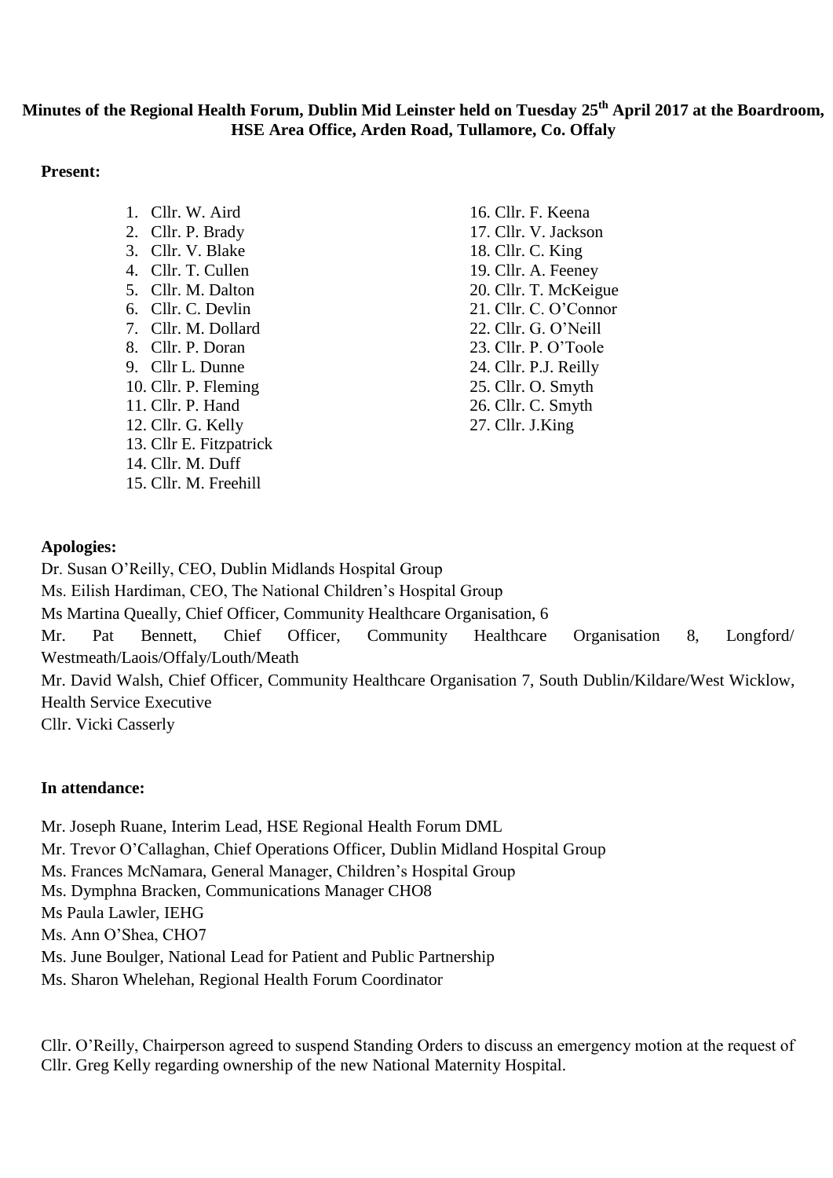**Minutes of the Regional Health Forum, Dublin Mid Leinster held on Tuesday 25th April 2017 at the Boardroom, HSE Area Office, Arden Road, Tullamore, Co. Offaly**

**Present:**

1. Cllr. W. Aird
2. Cllr. P. Brady
3. Cllr. V. Blake
4. Cllr. T. Cullen
5. Cllr. M. Dalton
6. Cllr. C. Devlin
7. Cllr. M. Dollard
8. Cllr. P. Doran
9. Cllr L. Dunne
10. Cllr. P. Fleming
11. Cllr. P. Hand
12. Cllr. G. Kelly
13. Cllr E. Fitzpatrick
14. Cllr. M. Duff
15. Cllr. M. Freehill
16. Cllr. F. Keena
17. Cllr. V. Jackson
18. Cllr. C. King
19. Cllr. A. Feeney
20. Cllr. T. McKeigue
21. Cllr. C. O'Connor
22. Cllr. G. O'Neill
23. Cllr. P. O'Toole
24. Cllr. P.J. Reilly
25. Cllr. O. Smyth
26. Cllr. C. Smyth
27. Cllr. J.King

**Apologies:**

Dr. Susan O'Reilly, CEO, Dublin Midlands Hospital Group

Ms. Eilish Hardiman, CEO, The National Children's Hospital Group

Ms Martina Queally, Chief Officer, Community Healthcare Organisation, 6

Mr. Pat Bennett, Chief Officer, Community Healthcare Organisation 8, Longford/ Westmeath/Laois/Offaly/Louth/Meath

Mr. David Walsh, Chief Officer, Community Healthcare Organisation 7, South Dublin/Kildare/West Wicklow, Health Service Executive

Cllr. Vicki Casserly

**In attendance:**

Mr. Joseph Ruane, Interim Lead, HSE Regional Health Forum DML

Mr. Trevor O'Callaghan, Chief Operations Officer, Dublin Midland Hospital Group

Ms. Frances McNamara, General Manager, Children's Hospital Group

Ms. Dymphna Bracken, Communications Manager CHO8

Ms Paula Lawler, IEHG

Ms. Ann O'Shea, CHO7

Ms. June Boulger, National Lead for Patient and Public Partnership

Ms. Sharon Whelehan, Regional Health Forum Coordinator

Cllr. O'Reilly, Chairperson agreed to suspend Standing Orders to discuss an emergency motion at the request of Cllr. Greg Kelly regarding ownership of the new National Maternity Hospital.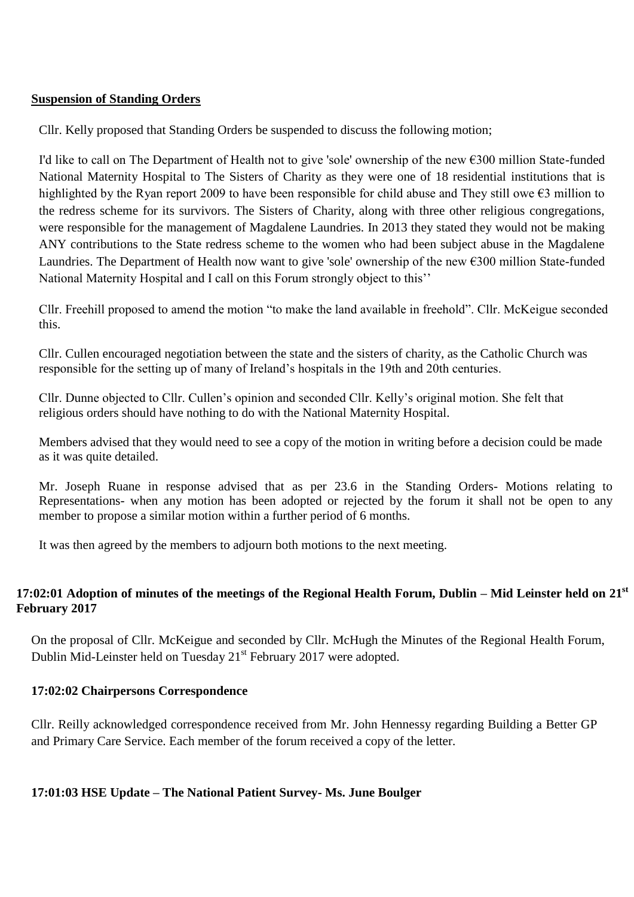**Suspension of Standing Orders**

Cllr. Kelly proposed that Standing Orders be suspended to discuss the following motion;

I'd like to call on The Department of Health not to give 'sole' ownership of the new €300 million State-funded National Maternity Hospital to The Sisters of Charity as they were one of 18 residential institutions that is highlighted by the Ryan report 2009 to have been responsible for child abuse and They still owe €3 million to the redress scheme for its survivors. The Sisters of Charity, along with three other religious congregations, were responsible for the management of Magdalene Laundries. In 2013 they stated they would not be making ANY contributions to the State redress scheme to the women who had been subject abuse in the Magdalene Laundries. The Department of Health now want to give 'sole' ownership of the new €300 million State-funded National Maternity Hospital and I call on this Forum strongly object to this''

Cllr. Freehill proposed to amend the motion "to make the land available in freehold". Cllr. McKeigue seconded this.

Cllr. Cullen encouraged negotiation between the state and the sisters of charity, as the Catholic Church was responsible for the setting up of many of Ireland's hospitals in the 19th and 20th centuries.

Cllr. Dunne objected to Cllr. Cullen's opinion and seconded Cllr. Kelly's original motion. She felt that religious orders should have nothing to do with the National Maternity Hospital.

Members advised that they would need to see a copy of the motion in writing before a decision could be made as it was quite detailed.

Mr. Joseph Ruane in response advised that as per 23.6 in the Standing Orders- Motions relating to Representations- when any motion has been adopted or rejected by the forum it shall not be open to any member to propose a similar motion within a further period of 6 months.

It was then agreed by the members to adjourn both motions to the next meeting.

**17:02:01 Adoption of minutes of the meetings of the Regional Health Forum, Dublin – Mid Leinster held on 21st February 2017**

On the proposal of Cllr. McKeigue and seconded by Cllr. McHugh the Minutes of the Regional Health Forum, Dublin Mid-Leinster held on Tuesday 21st February 2017 were adopted.

**17:02:02 Chairpersons Correspondence**

Cllr. Reilly acknowledged correspondence received from Mr. John Hennessy regarding Building a Better GP and Primary Care Service. Each member of the forum received a copy of the letter.

**17:01:03 HSE Update – The National Patient Survey- Ms. June Boulger**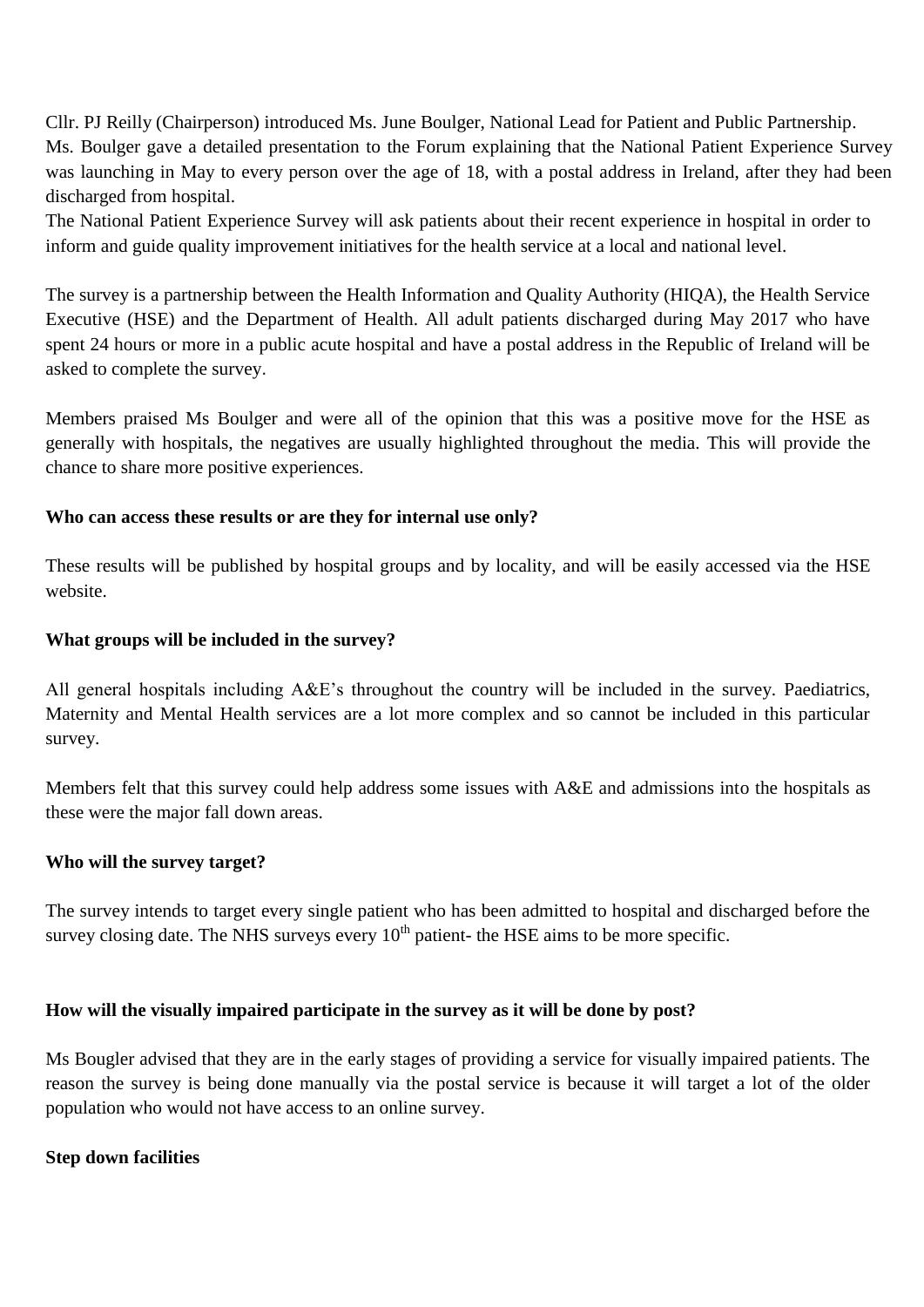Cllr. PJ Reilly (Chairperson) introduced Ms. June Boulger, National Lead for Patient and Public Partnership. Ms. Boulger gave a detailed presentation to the Forum explaining that the National Patient Experience Survey was launching in May to every person over the age of 18, with a postal address in Ireland, after they had been discharged from hospital.

The National Patient Experience Survey will ask patients about their recent experience in hospital in order to inform and guide quality improvement initiatives for the health service at a local and national level.

The survey is a partnership between the Health Information and Quality Authority (HIQA), the Health Service Executive (HSE) and the Department of Health. All adult patients discharged during May 2017 who have spent 24 hours or more in a public acute hospital and have a postal address in the Republic of Ireland will be asked to complete the survey.

Members praised Ms Boulger and were all of the opinion that this was a positive move for the HSE as generally with hospitals, the negatives are usually highlighted throughout the media. This will provide the chance to share more positive experiences.

**Who can access these results or are they for internal use only?**

These results will be published by hospital groups and by locality, and will be easily accessed via the HSE website.

**What groups will be included in the survey?**

All general hospitals including A&E's throughout the country will be included in the survey. Paediatrics, Maternity and Mental Health services are a lot more complex and so cannot be included in this particular survey.

Members felt that this survey could help address some issues with A&E and admissions into the hospitals as these were the major fall down areas.

**Who will the survey target?**

The survey intends to target every single patient who has been admitted to hospital and discharged before the survey closing date. The NHS surveys every 10th patient- the HSE aims to be more specific.

**How will the visually impaired participate in the survey as it will be done by post?**

Ms Bougler advised that they are in the early stages of providing a service for visually impaired patients. The reason the survey is being done manually via the postal service is because it will target a lot of the older population who would not have access to an online survey.

**Step down facilities**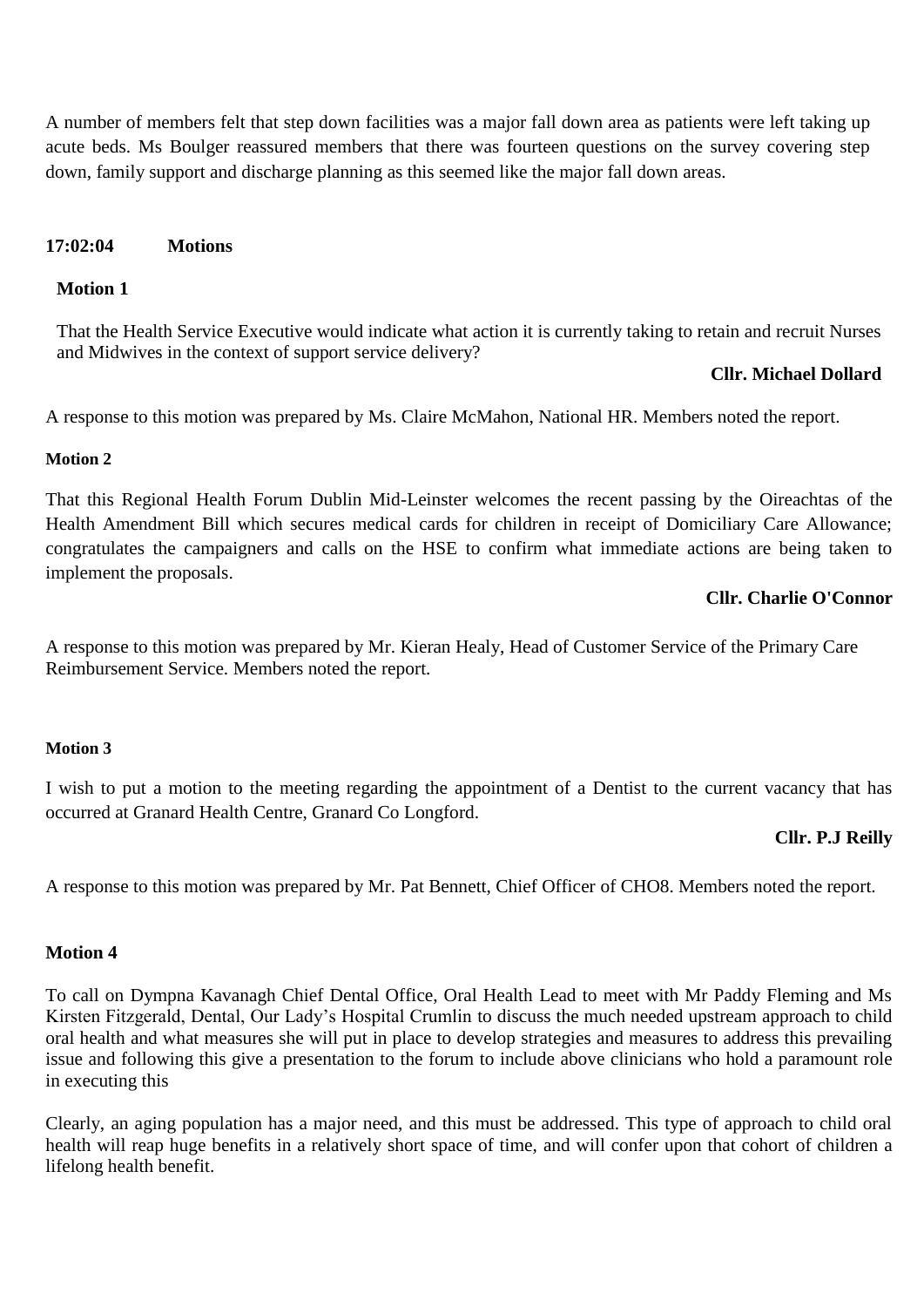A number of members felt that step down facilities was a major fall down area as patients were left taking up acute beds. Ms Boulger reassured members that there was fourteen questions on the survey covering step down, family support and discharge planning as this seemed like the major fall down areas.

**17:02:04 Motions**

**Motion 1**

That the Health Service Executive would indicate what action it is currently taking to retain and recruit Nurses and Midwives in the context of support service delivery?

**Cllr. Michael Dollard**

A response to this motion was prepared by Ms. Claire McMahon, National HR. Members noted the report.

**Motion 2**

That this Regional Health Forum Dublin Mid-Leinster welcomes the recent passing by the Oireachtas of the Health Amendment Bill which secures medical cards for children in receipt of Domiciliary Care Allowance; congratulates the campaigners and calls on the HSE to confirm what immediate actions are being taken to implement the proposals.

**Cllr. Charlie O'Connor**

A response to this motion was prepared by Mr. Kieran Healy, Head of Customer Service of the Primary Care Reimbursement Service. Members noted the report.

**Motion 3**

I wish to put a motion to the meeting regarding the appointment of a Dentist to the current vacancy that has occurred at Granard Health Centre, Granard Co Longford.

**Cllr. P.J Reilly**

A response to this motion was prepared by Mr. Pat Bennett, Chief Officer of CHO8. Members noted the report.

**Motion 4**

To call on Dympna Kavanagh Chief Dental Office, Oral Health Lead to meet with Mr Paddy Fleming and Ms Kirsten Fitzgerald, Dental, Our Lady's Hospital Crumlin to discuss the much needed upstream approach to child oral health and what measures she will put in place to develop strategies and measures to address this prevailing issue and following this give a presentation to the forum to include above clinicians who hold a paramount role in executing this

Clearly, an aging population has a major need, and this must be addressed. This type of approach to child oral health will reap huge benefits in a relatively short space of time, and will confer upon that cohort of children a lifelong health benefit.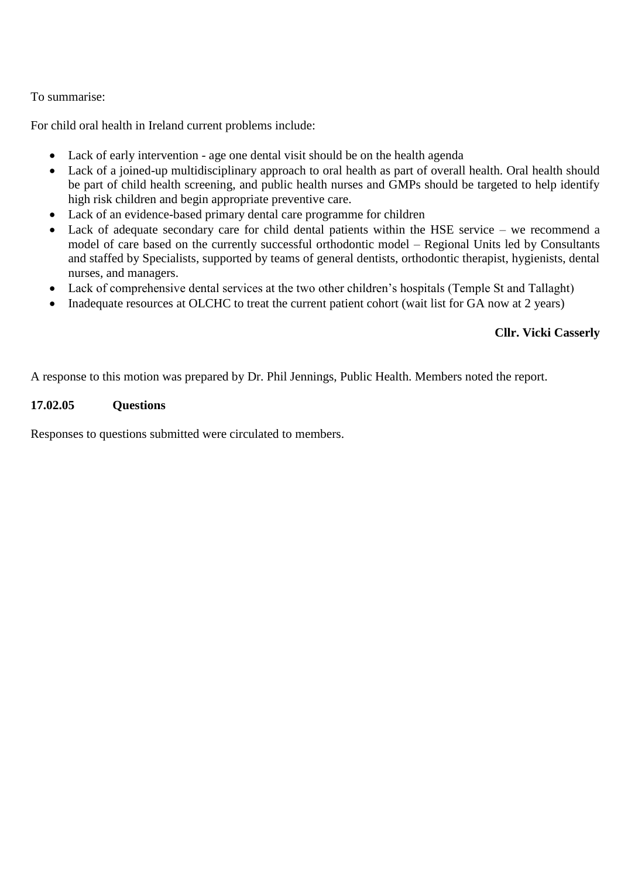To summarise:

For child oral health in Ireland current problems include:

- Lack of early intervention - age one dental visit should be on the health agenda
- Lack of a joined-up multidisciplinary approach to oral health as part of overall health. Oral health should be part of child health screening, and public health nurses and GMPs should be targeted to help identify high risk children and begin appropriate preventive care.
- Lack of an evidence-based primary dental care programme for children
- Lack of adequate secondary care for child dental patients within the HSE service – we recommend a model of care based on the currently successful orthodontic model – Regional Units led by Consultants and staffed by Specialists, supported by teams of general dentists, orthodontic therapist, hygienists, dental nurses, and managers.
- Lack of comprehensive dental services at the two other children's hospitals (Temple St and Tallaght)
- Inadequate resources at OLCHC to treat the current patient cohort (wait list for GA now at 2 years)

**Cllr. Vicki Casserly**

A response to this motion was prepared by Dr. Phil Jennings, Public Health. Members noted the report.

**17.02.05 Questions**

Responses to questions submitted were circulated to members.